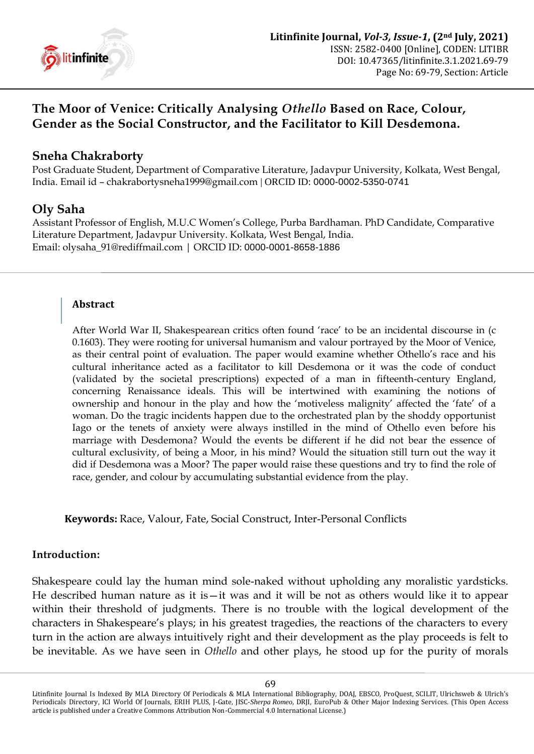# The Moor of Venice: Critically Analysing *Othello* Based on Race, Colour, Gender as the Social Constructor, and the Facilitator to Kill Desdemona.

## Sneha Chakraborty

Post Graduate Student, Department of Comparative Literature, Jadavpur University, Kolkata, West Bengal, India. Email id – chakrabortysneha1999@gmail.com | ORCID ID: 0000-0002-5350-0741

## Oly Saha

Assistant Professor of English, M.U.C Women's College, Purba Bardhaman. PhD Candidate, Comparative Literature Department, Jadavpur University. Kolkata, West Bengal, India.
Email: olysaha_91@rediffmail.com | ORCID ID: 0000-0001-8658-1886

### Abstract

After World War II, Shakespearean critics often found 'race' to be an incidental discourse in (c 0.1603). They were rooting for universal humanism and valour portrayed by the Moor of Venice, as their central point of evaluation. The paper would examine whether Othello's race and his cultural inheritance acted as a facilitator to kill Desdemona or it was the code of conduct (validated by the societal prescriptions) expected of a man in fifteenth-century England, concerning Renaissance ideals. This will be intertwined with examining the notions of ownership and honour in the play and how the 'motiveless malignity' affected the 'fate' of a woman. Do the tragic incidents happen due to the orchestrated plan by the shoddy opportunist Iago or the tenets of anxiety were always instilled in the mind of Othello even before his marriage with Desdemona? Would the events be different if he did not bear the essence of cultural exclusivity, of being a Moor, in his mind? Would the situation still turn out the way it did if Desdemona was a Moor? The paper would raise these questions and try to find the role of race, gender, and colour by accumulating substantial evidence from the play.

**Keywords:** Race, Valour, Fate, Social Construct, Inter-Personal Conflicts

### Introduction:

Shakespeare could lay the human mind sole-naked without upholding any moralistic yardsticks. He described human nature as it is—it was and it will be not as others would like it to appear within their threshold of judgments. There is no trouble with the logical development of the characters in Shakespeare's plays; in his greatest tragedies, the reactions of the characters to every turn in the action are always intuitively right and their development as the play proceeds is felt to be inevitable. As we have seen in *Othello* and other plays, he stood up for the purity of morals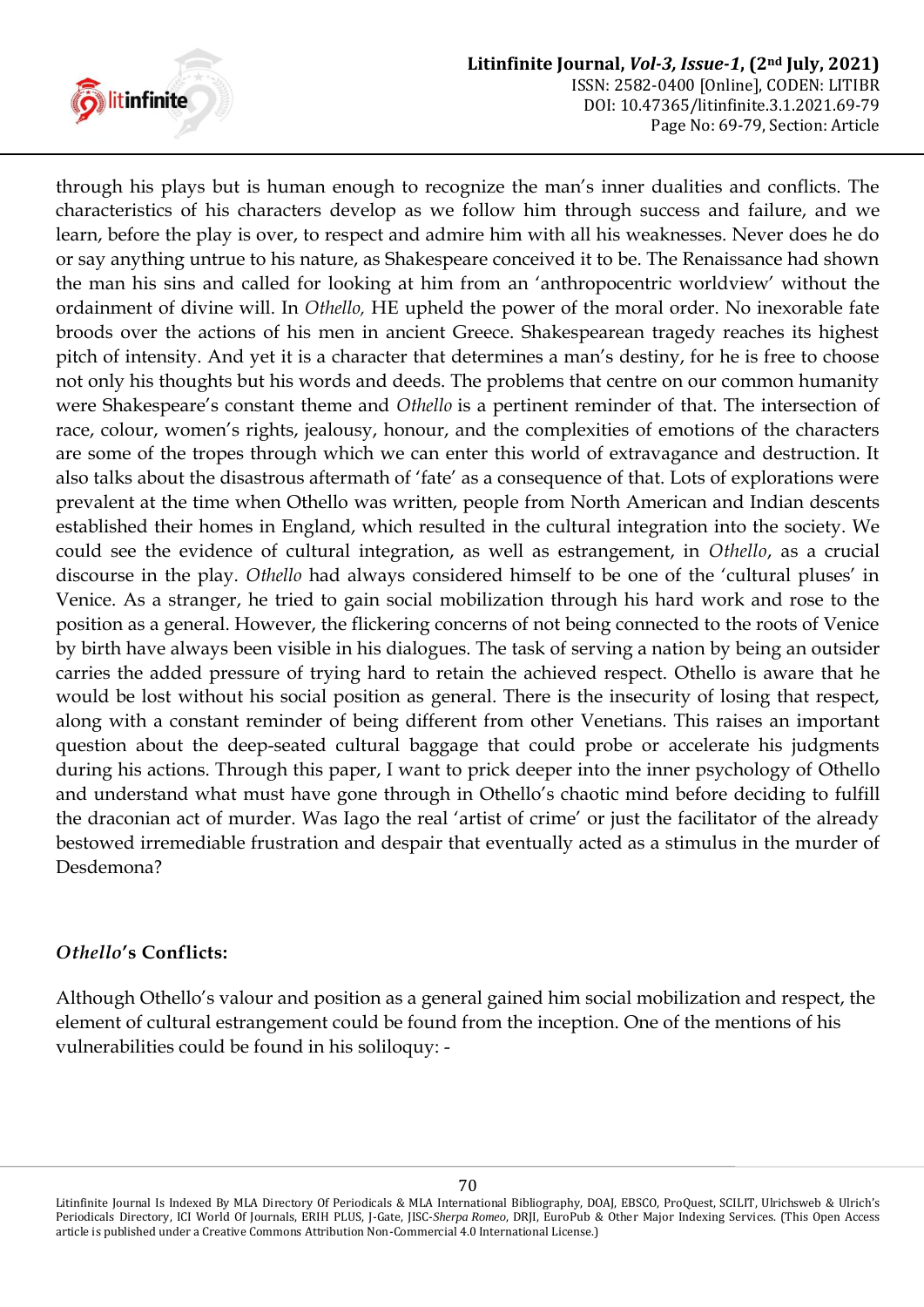through his plays but is human enough to recognize the man's inner dualities and conflicts. The characteristics of his characters develop as we follow him through success and failure, and we learn, before the play is over, to respect and admire him with all his weaknesses. Never does he do or say anything untrue to his nature, as Shakespeare conceived it to be. The Renaissance had shown the man his sins and called for looking at him from an 'anthropocentric worldview' without the ordainment of divine will. In *Othello,* HE upheld the power of the moral order. No inexorable fate broods over the actions of his men in ancient Greece. Shakespearean tragedy reaches its highest pitch of intensity. And yet it is a character that determines a man's destiny, for he is free to choose not only his thoughts but his words and deeds. The problems that centre on our common humanity were Shakespeare's constant theme and *Othello* is a pertinent reminder of that. The intersection of race, colour, women's rights, jealousy, honour, and the complexities of emotions of the characters are some of the tropes through which we can enter this world of extravagance and destruction. It also talks about the disastrous aftermath of 'fate' as a consequence of that. Lots of explorations were prevalent at the time when Othello was written, people from North American and Indian descents established their homes in England, which resulted in the cultural integration into the society. We could see the evidence of cultural integration, as well as estrangement, in *Othello*, as a crucial discourse in the play. *Othello* had always considered himself to be one of the 'cultural pluses' in Venice. As a stranger, he tried to gain social mobilization through his hard work and rose to the position as a general. However, the flickering concerns of not being connected to the roots of Venice by birth have always been visible in his dialogues. The task of serving a nation by being an outsider carries the added pressure of trying hard to retain the achieved respect. Othello is aware that he would be lost without his social position as general. There is the insecurity of losing that respect, along with a constant reminder of being different from other Venetians. This raises an important question about the deep-seated cultural baggage that could probe or accelerate his judgments during his actions. Through this paper, I want to prick deeper into the inner psychology of Othello and understand what must have gone through in Othello's chaotic mind before deciding to fulfill the draconian act of murder. Was Iago the real 'artist of crime' or just the facilitator of the already bestowed irremediable frustration and despair that eventually acted as a stimulus in the murder of Desdemona?

### *Othello*'s Conflicts:

Although Othello's valour and position as a general gained him social mobilization and respect, the element of cultural estrangement could be found from the inception. One of the mentions of his vulnerabilities could be found in his soliloquy: -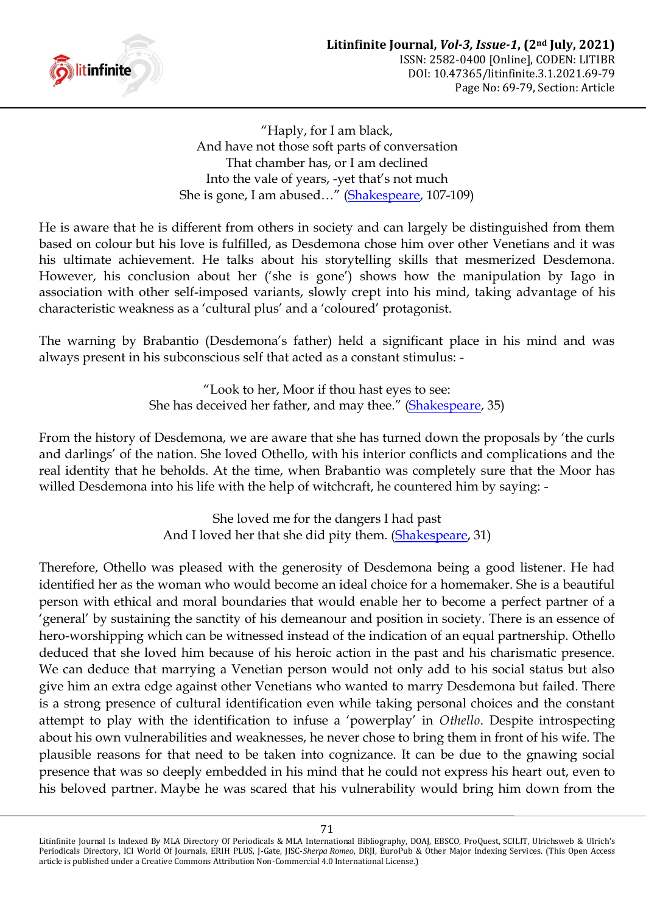"Haply, for I am black,
And have not those soft parts of conversation
That chamber has, or I am declined
Into the vale of years, -yet that's not much
She is gone, I am abused…" (Shakespeare, 107-109)

He is aware that he is different from others in society and can largely be distinguished from them based on colour but his love is fulfilled, as Desdemona chose him over other Venetians and it was his ultimate achievement. He talks about his storytelling skills that mesmerized Desdemona. However, his conclusion about her ('she is gone') shows how the manipulation by Iago in association with other self-imposed variants, slowly crept into his mind, taking advantage of his characteristic weakness as a 'cultural plus' and a 'coloured' protagonist.

The warning by Brabantio (Desdemona's father) held a significant place in his mind and was always present in his subconscious self that acted as a constant stimulus: -

"Look to her, Moor if thou hast eyes to see:
She has deceived her father, and may thee." (Shakespeare, 35)

From the history of Desdemona, we are aware that she has turned down the proposals by 'the curls and darlings' of the nation. She loved Othello, with his interior conflicts and complications and the real identity that he beholds. At the time, when Brabantio was completely sure that the Moor has willed Desdemona into his life with the help of witchcraft, he countered him by saying: -

She loved me for the dangers I had past
And I loved her that she did pity them. (Shakespeare, 31)

Therefore, Othello was pleased with the generosity of Desdemona being a good listener. He had identified her as the woman who would become an ideal choice for a homemaker. She is a beautiful person with ethical and moral boundaries that would enable her to become a perfect partner of a 'general' by sustaining the sanctity of his demeanour and position in society. There is an essence of hero-worshipping which can be witnessed instead of the indication of an equal partnership. Othello deduced that she loved him because of his heroic action in the past and his charismatic presence. We can deduce that marrying a Venetian person would not only add to his social status but also give him an extra edge against other Venetians who wanted to marry Desdemona but failed. There is a strong presence of cultural identification even while taking personal choices and the constant attempt to play with the identification to infuse a 'powerplay' in *Othello*. Despite introspecting about his own vulnerabilities and weaknesses, he never chose to bring them in front of his wife. The plausible reasons for that need to be taken into cognizance. It can be due to the gnawing social presence that was so deeply embedded in his mind that he could not express his heart out, even to his beloved partner. Maybe he was scared that his vulnerability would bring him down from the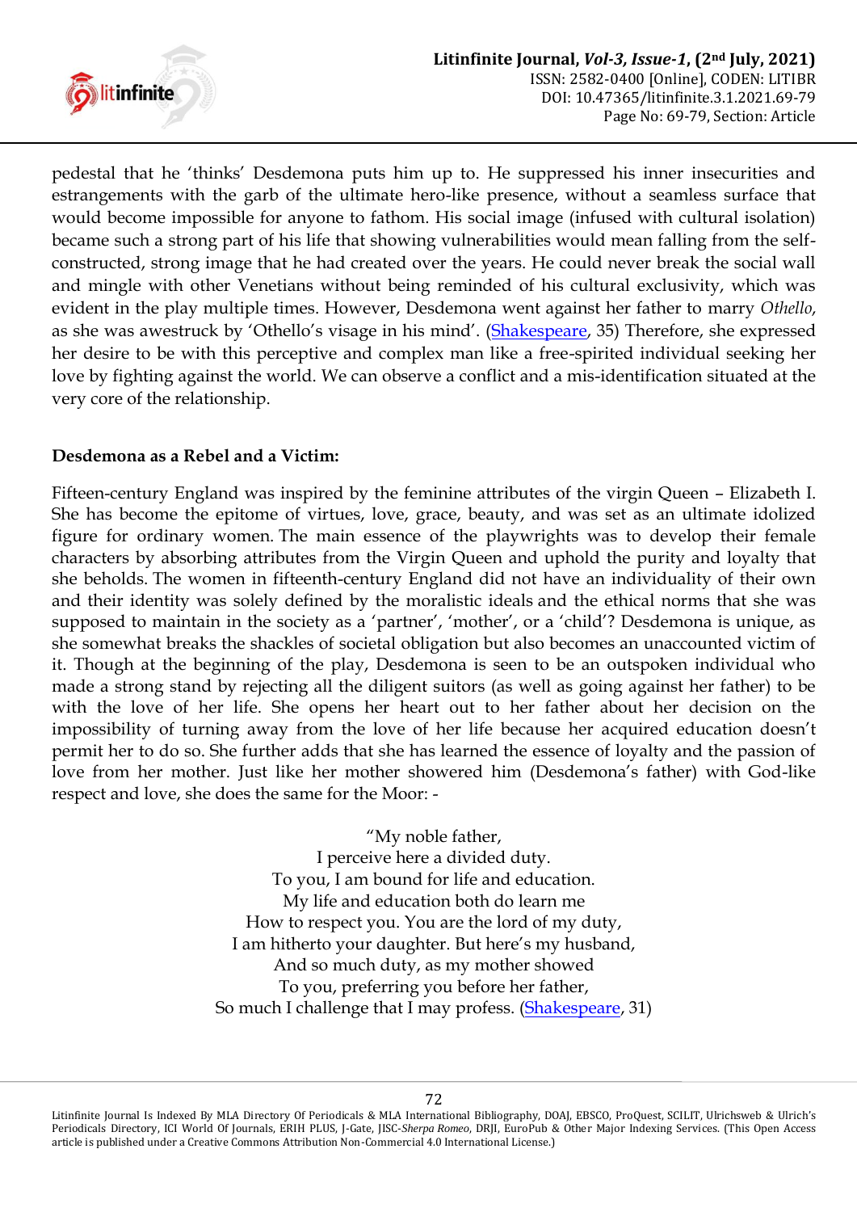pedestal that he 'thinks' Desdemona puts him up to. He suppressed his inner insecurities and estrangements with the garb of the ultimate hero-like presence, without a seamless surface that would become impossible for anyone to fathom. His social image (infused with cultural isolation) became such a strong part of his life that showing vulnerabilities would mean falling from the self-constructed, strong image that he had created over the years. He could never break the social wall and mingle with other Venetians without being reminded of his cultural exclusivity, which was evident in the play multiple times. However, Desdemona went against her father to marry *Othello*, as she was awestruck by 'Othello's visage in his mind'. (Shakespeare, 35) Therefore, she expressed her desire to be with this perceptive and complex man like a free-spirited individual seeking her love by fighting against the world. We can observe a conflict and a mis-identification situated at the very core of the relationship.

**Desdemona as a Rebel and a Victim:**

Fifteen-century England was inspired by the feminine attributes of the virgin Queen – Elizabeth I. She has become the epitome of virtues, love, grace, beauty, and was set as an ultimate idolized figure for ordinary women. The main essence of the playwrights was to develop their female characters by absorbing attributes from the Virgin Queen and uphold the purity and loyalty that she beholds. The women in fifteenth-century England did not have an individuality of their own and their identity was solely defined by the moralistic ideals and the ethical norms that she was supposed to maintain in the society as a 'partner', 'mother', or a 'child'? Desdemona is unique, as she somewhat breaks the shackles of societal obligation but also becomes an unaccounted victim of it. Though at the beginning of the play, Desdemona is seen to be an outspoken individual who made a strong stand by rejecting all the diligent suitors (as well as going against her father) to be with the love of her life. She opens her heart out to her father about her decision on the impossibility of turning away from the love of her life because her acquired education doesn't permit her to do so. She further adds that she has learned the essence of loyalty and the passion of love from her mother. Just like her mother showered him (Desdemona's father) with God-like respect and love, she does the same for the Moor: -

"My noble father,  
I perceive here a divided duty.  
To you, I am bound for life and education.  
My life and education both do learn me  
How to respect you. You are the lord of my duty,  
I am hitherto your daughter. But here's my husband,  
And so much duty, as my mother showed  
To you, preferring you before her father,  
So much I challenge that I may profess. (Shakespeare, 31)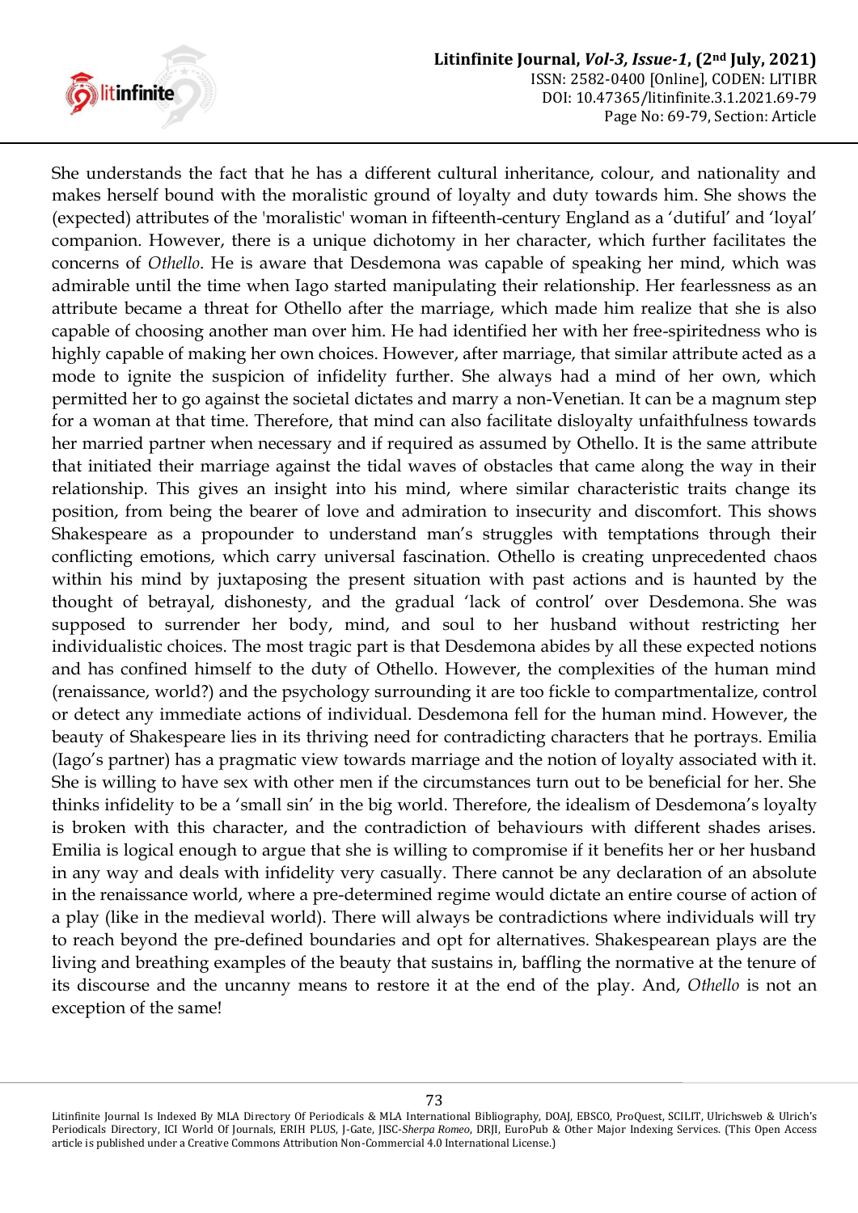She understands the fact that he has a different cultural inheritance, colour, and nationality and makes herself bound with the moralistic ground of loyalty and duty towards him. She shows the (expected) attributes of the 'moralistic' woman in fifteenth-century England as a 'dutiful' and 'loyal' companion. However, there is a unique dichotomy in her character, which further facilitates the concerns of *Othello*. He is aware that Desdemona was capable of speaking her mind, which was admirable until the time when Iago started manipulating their relationship. Her fearlessness as an attribute became a threat for Othello after the marriage, which made him realize that she is also capable of choosing another man over him. He had identified her with her free-spiritedness who is highly capable of making her own choices. However, after marriage, that similar attribute acted as a mode to ignite the suspicion of infidelity further. She always had a mind of her own, which permitted her to go against the societal dictates and marry a non-Venetian. It can be a magnum step for a woman at that time. Therefore, that mind can also facilitate disloyalty unfaithfulness towards her married partner when necessary and if required as assumed by Othello. It is the same attribute that initiated their marriage against the tidal waves of obstacles that came along the way in their relationship. This gives an insight into his mind, where similar characteristic traits change its position, from being the bearer of love and admiration to insecurity and discomfort. This shows Shakespeare as a propounder to understand man's struggles with temptations through their conflicting emotions, which carry universal fascination. Othello is creating unprecedented chaos within his mind by juxtaposing the present situation with past actions and is haunted by the thought of betrayal, dishonesty, and the gradual 'lack of control' over Desdemona. She was supposed to surrender her body, mind, and soul to her husband without restricting her individualistic choices. The most tragic part is that Desdemona abides by all these expected notions and has confined himself to the duty of Othello. However, the complexities of the human mind (renaissance, world?) and the psychology surrounding it are too fickle to compartmentalize, control or detect any immediate actions of individual. Desdemona fell for the human mind. However, the beauty of Shakespeare lies in its thriving need for contradicting characters that he portrays. Emilia (Iago's partner) has a pragmatic view towards marriage and the notion of loyalty associated with it. She is willing to have sex with other men if the circumstances turn out to be beneficial for her. She thinks infidelity to be a 'small sin' in the big world. Therefore, the idealism of Desdemona's loyalty is broken with this character, and the contradiction of behaviours with different shades arises. Emilia is logical enough to argue that she is willing to compromise if it benefits her or her husband in any way and deals with infidelity very casually. There cannot be any declaration of an absolute in the renaissance world, where a pre-determined regime would dictate an entire course of action of a play (like in the medieval world). There will always be contradictions where individuals will try to reach beyond the pre-defined boundaries and opt for alternatives. Shakespearean plays are the living and breathing examples of the beauty that sustains in, baffling the normative at the tenure of its discourse and the uncanny means to restore it at the end of the play. And, *Othello* is not an exception of the same!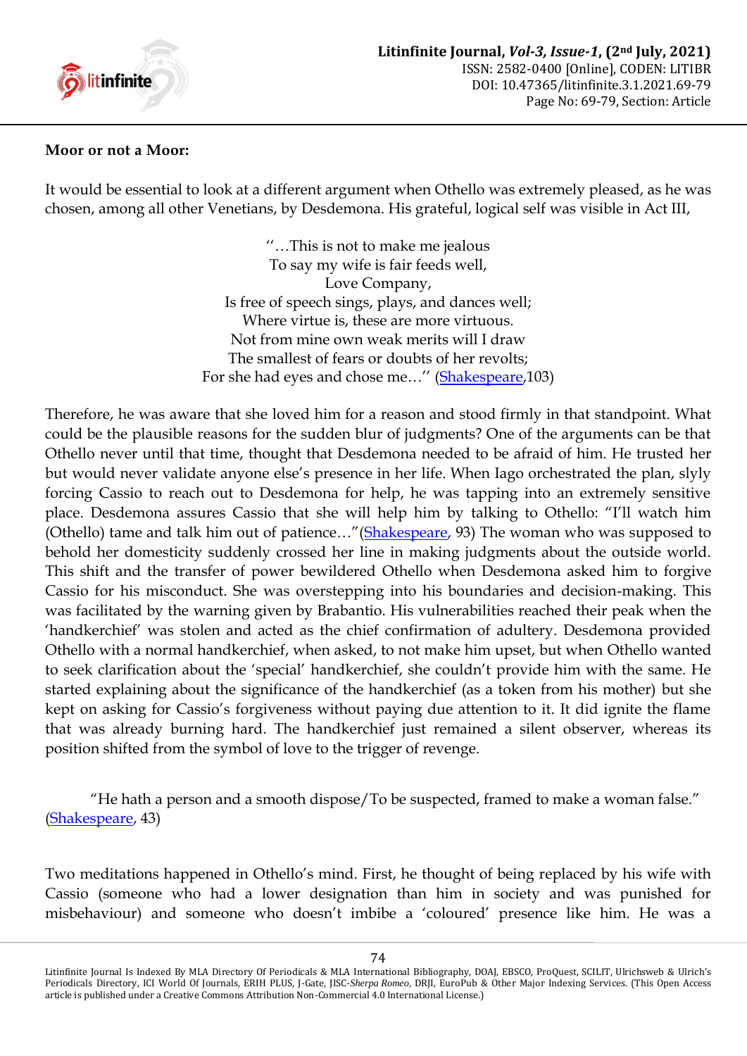**Moor or not a Moor:**

It would be essential to look at a different argument when Othello was extremely pleased, as he was chosen, among all other Venetians, by Desdemona. His grateful, logical self was visible in Act III,

> ''…This is not to make me jealous  
> To say my wife is fair feeds well,  
> Love Company,  
> Is free of speech sings, plays, and dances well;  
> Where virtue is, these are more virtuous.  
> Not from mine own weak merits will I draw  
> The smallest of fears or doubts of her revolts;  
> For she had eyes and chose me…'' (Shakespeare,103)

Therefore, he was aware that she loved him for a reason and stood firmly in that standpoint. What could be the plausible reasons for the sudden blur of judgments? One of the arguments can be that Othello never until that time, thought that Desdemona needed to be afraid of him. He trusted her but would never validate anyone else's presence in her life. When Iago orchestrated the plan, slyly forcing Cassio to reach out to Desdemona for help, he was tapping into an extremely sensitive place. Desdemona assures Cassio that she will help him by talking to Othello: "I'll watch him (Othello) tame and talk him out of patience…"(Shakespeare, 93) The woman who was supposed to behold her domesticity suddenly crossed her line in making judgments about the outside world. This shift and the transfer of power bewildered Othello when Desdemona asked him to forgive Cassio for his misconduct. She was overstepping into his boundaries and decision-making. This was facilitated by the warning given by Brabantio. His vulnerabilities reached their peak when the 'handkerchief' was stolen and acted as the chief confirmation of adultery. Desdemona provided Othello with a normal handkerchief, when asked, to not make him upset, but when Othello wanted to seek clarification about the 'special' handkerchief, she couldn't provide him with the same. He started explaining about the significance of the handkerchief (as a token from his mother) but she kept on asking for Cassio's forgiveness without paying due attention to it. It did ignite the flame that was already burning hard. The handkerchief just remained a silent observer, whereas its position shifted from the symbol of love to the trigger of revenge.

"He hath a person and a smooth dispose/To be suspected, framed to make a woman false." (Shakespeare, 43)

Two meditations happened in Othello's mind. First, he thought of being replaced by his wife with Cassio (someone who had a lower designation than him in society and was punished for misbehaviour) and someone who doesn't imbibe a 'coloured' presence like him. He was a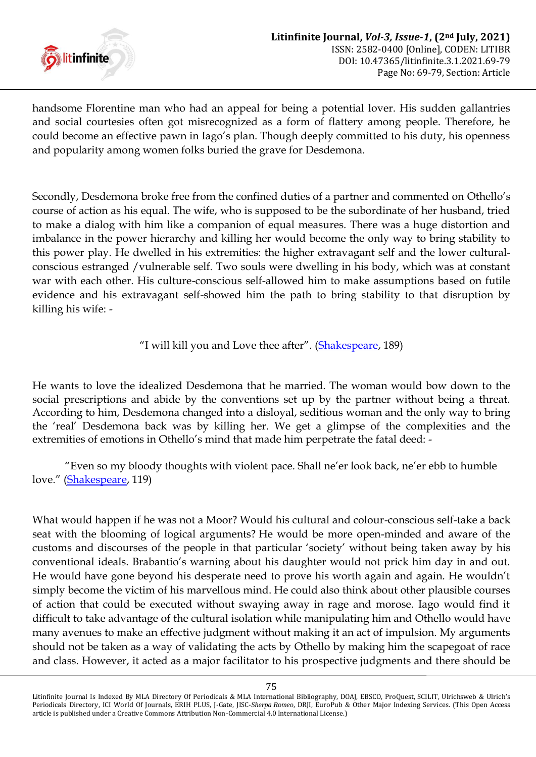handsome Florentine man who had an appeal for being a potential lover. His sudden gallantries and social courtesies often got misrecognized as a form of flattery among people. Therefore, he could become an effective pawn in Iago's plan. Though deeply committed to his duty, his openness and popularity among women folks buried the grave for Desdemona.

Secondly, Desdemona broke free from the confined duties of a partner and commented on Othello's course of action as his equal. The wife, who is supposed to be the subordinate of her husband, tried to make a dialog with him like a companion of equal measures. There was a huge distortion and imbalance in the power hierarchy and killing her would become the only way to bring stability to this power play. He dwelled in his extremities: the higher extravagant self and the lower cultural-conscious estranged /vulnerable self. Two souls were dwelling in his body, which was at constant war with each other. His culture-conscious self-allowed him to make assumptions based on futile evidence and his extravagant self-showed him the path to bring stability to that disruption by killing his wife: -

"I will kill you and Love thee after". (Shakespeare, 189)

He wants to love the idealized Desdemona that he married. The woman would bow down to the social prescriptions and abide by the conventions set up by the partner without being a threat. According to him, Desdemona changed into a disloyal, seditious woman and the only way to bring the 'real' Desdemona back was by killing her. We get a glimpse of the complexities and the extremities of emotions in Othello's mind that made him perpetrate the fatal deed: -

"Even so my bloody thoughts with violent pace. Shall ne'er look back, ne'er ebb to humble love." (Shakespeare, 119)

What would happen if he was not a Moor? Would his cultural and colour-conscious self-take a back seat with the blooming of logical arguments? He would be more open-minded and aware of the customs and discourses of the people in that particular 'society' without being taken away by his conventional ideals. Brabantio's warning about his daughter would not prick him day in and out. He would have gone beyond his desperate need to prove his worth again and again. He wouldn't simply become the victim of his marvellous mind. He could also think about other plausible courses of action that could be executed without swaying away in rage and morose. Iago would find it difficult to take advantage of the cultural isolation while manipulating him and Othello would have many avenues to make an effective judgment without making it an act of impulsion. My arguments should not be taken as a way of validating the acts by Othello by making him the scapegoat of race and class. However, it acted as a major facilitator to his prospective judgments and there should be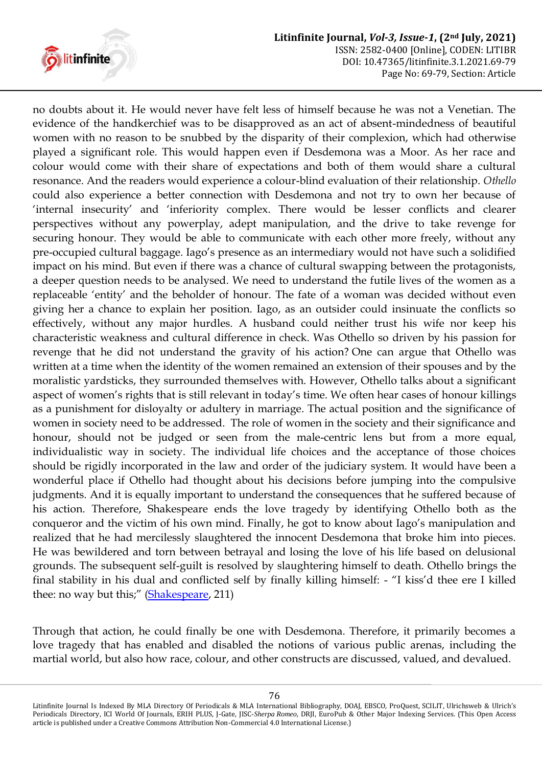no doubts about it. He would never have felt less of himself because he was not a Venetian. The evidence of the handkerchief was to be disapproved as an act of absent-mindedness of beautiful women with no reason to be snubbed by the disparity of their complexion, which had otherwise played a significant role. This would happen even if Desdemona was a Moor. As her race and colour would come with their share of expectations and both of them would share a cultural resonance. And the readers would experience a colour-blind evaluation of their relationship. *Othello* could also experience a better connection with Desdemona and not try to own her because of 'internal insecurity' and 'inferiority complex. There would be lesser conflicts and clearer perspectives without any powerplay, adept manipulation, and the drive to take revenge for securing honour. They would be able to communicate with each other more freely, without any pre-occupied cultural baggage. Iago's presence as an intermediary would not have such a solidified impact on his mind. But even if there was a chance of cultural swapping between the protagonists, a deeper question needs to be analysed. We need to understand the futile lives of the women as a replaceable 'entity' and the beholder of honour. The fate of a woman was decided without even giving her a chance to explain her position. Iago, as an outsider could insinuate the conflicts so effectively, without any major hurdles. A husband could neither trust his wife nor keep his characteristic weakness and cultural difference in check. Was Othello so driven by his passion for revenge that he did not understand the gravity of his action? One can argue that Othello was written at a time when the identity of the women remained an extension of their spouses and by the moralistic yardsticks, they surrounded themselves with. However, Othello talks about a significant aspect of women's rights that is still relevant in today's time. We often hear cases of honour killings as a punishment for disloyalty or adultery in marriage. The actual position and the significance of women in society need to be addressed. The role of women in the society and their significance and honour, should not be judged or seen from the male-centric lens but from a more equal, individualistic way in society. The individual life choices and the acceptance of those choices should be rigidly incorporated in the law and order of the judiciary system. It would have been a wonderful place if Othello had thought about his decisions before jumping into the compulsive judgments. And it is equally important to understand the consequences that he suffered because of his action. Therefore, Shakespeare ends the love tragedy by identifying Othello both as the conqueror and the victim of his own mind. Finally, he got to know about Iago's manipulation and realized that he had mercilessly slaughtered the innocent Desdemona that broke him into pieces. He was bewildered and torn between betrayal and losing the love of his life based on delusional grounds. The subsequent self-guilt is resolved by slaughtering himself to death. Othello brings the final stability in his dual and conflicted self by finally killing himself: - "I kiss'd thee ere I killed thee: no way but this;" (Shakespeare, 211)

Through that action, he could finally be one with Desdemona. Therefore, it primarily becomes a love tragedy that has enabled and disabled the notions of various public arenas, including the martial world, but also how race, colour, and other constructs are discussed, valued, and devalued.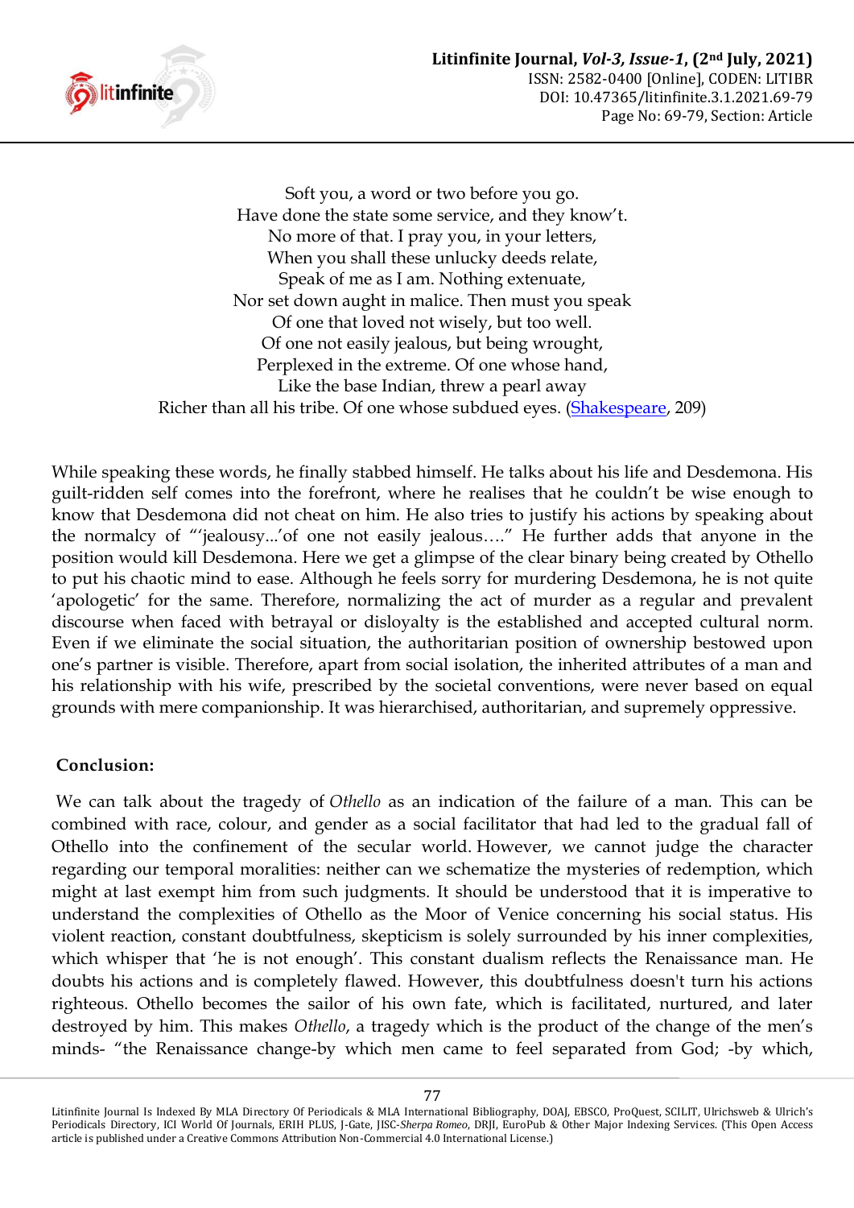Soft you, a word or two before you go.  
Have done the state some service, and they know't.  
No more of that. I pray you, in your letters,  
When you shall these unlucky deeds relate,  
Speak of me as I am. Nothing extenuate,  
Nor set down aught in malice. Then must you speak  
Of one that loved not wisely, but too well.  
Of one not easily jealous, but being wrought,  
Perplexed in the extreme. Of one whose hand,  
Like the base Indian, threw a pearl away  
Richer than all his tribe. Of one whose subdued eyes. (Shakespeare, 209)

While speaking these words, he finally stabbed himself. He talks about his life and Desdemona. His guilt-ridden self comes into the forefront, where he realises that he couldn't be wise enough to know that Desdemona did not cheat on him. He also tries to justify his actions by speaking about the normalcy of "'jealousy...'of one not easily jealous…." He further adds that anyone in the position would kill Desdemona. Here we get a glimpse of the clear binary being created by Othello to put his chaotic mind to ease. Although he feels sorry for murdering Desdemona, he is not quite 'apologetic' for the same. Therefore, normalizing the act of murder as a regular and prevalent discourse when faced with betrayal or disloyalty is the established and accepted cultural norm. Even if we eliminate the social situation, the authoritarian position of ownership bestowed upon one's partner is visible. Therefore, apart from social isolation, the inherited attributes of a man and his relationship with his wife, prescribed by the societal conventions, were never based on equal grounds with mere companionship. It was hierarchised, authoritarian, and supremely oppressive.

## Conclusion:

We can talk about the tragedy of *Othello* as an indication of the failure of a man. This can be combined with race, colour, and gender as a social facilitator that had led to the gradual fall of Othello into the confinement of the secular world. However, we cannot judge the character regarding our temporal moralities: neither can we schematize the mysteries of redemption, which might at last exempt him from such judgments. It should be understood that it is imperative to understand the complexities of Othello as the Moor of Venice concerning his social status. His violent reaction, constant doubtfulness, skepticism is solely surrounded by his inner complexities, which whisper that 'he is not enough'. This constant dualism reflects the Renaissance man. He doubts his actions and is completely flawed. However, this doubtfulness doesn't turn his actions righteous. Othello becomes the sailor of his own fate, which is facilitated, nurtured, and later destroyed by him. This makes *Othello*, a tragedy which is the product of the change of the men's minds- "the Renaissance change-by which men came to feel separated from God; -by which,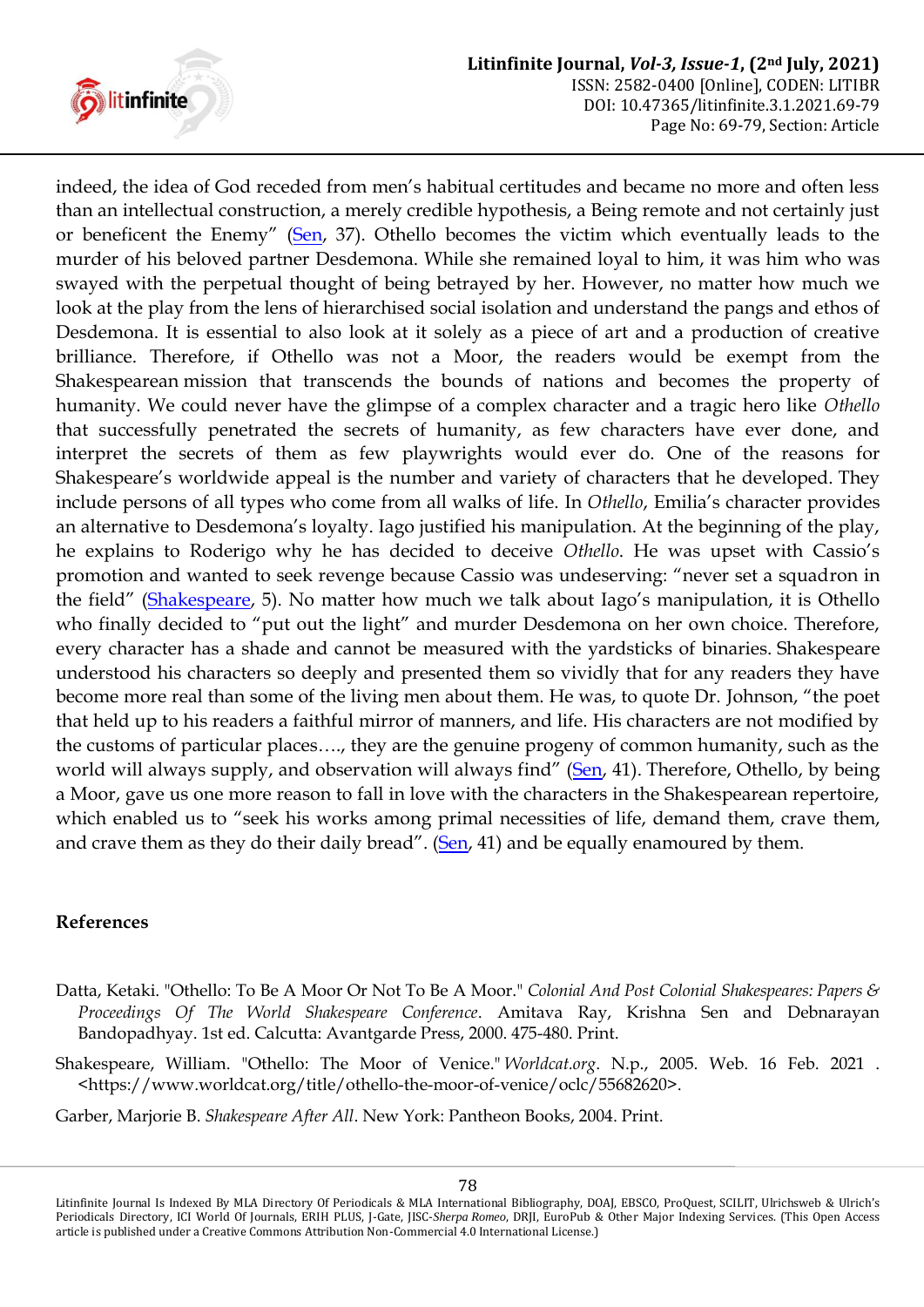indeed, the idea of God receded from men's habitual certitudes and became no more and often less than an intellectual construction, a merely credible hypothesis, a Being remote and not certainly just or beneficent the Enemy" (Sen, 37). Othello becomes the victim which eventually leads to the murder of his beloved partner Desdemona. While she remained loyal to him, it was him who was swayed with the perpetual thought of being betrayed by her. However, no matter how much we look at the play from the lens of hierarchised social isolation and understand the pangs and ethos of Desdemona. It is essential to also look at it solely as a piece of art and a production of creative brilliance. Therefore, if Othello was not a Moor, the readers would be exempt from the Shakespearean mission that transcends the bounds of nations and becomes the property of humanity. We could never have the glimpse of a complex character and a tragic hero like *Othello* that successfully penetrated the secrets of humanity, as few characters have ever done, and interpret the secrets of them as few playwrights would ever do. One of the reasons for Shakespeare's worldwide appeal is the number and variety of characters that he developed. They include persons of all types who come from all walks of life. In *Othello*, Emilia's character provides an alternative to Desdemona's loyalty. Iago justified his manipulation. At the beginning of the play, he explains to Roderigo why he has decided to deceive *Othello*. He was upset with Cassio's promotion and wanted to seek revenge because Cassio was undeserving: "never set a squadron in the field" (Shakespeare, 5). No matter how much we talk about Iago's manipulation, it is Othello who finally decided to "put out the light" and murder Desdemona on her own choice. Therefore, every character has a shade and cannot be measured with the yardsticks of binaries. Shakespeare understood his characters so deeply and presented them so vividly that for any readers they have become more real than some of the living men about them. He was, to quote Dr. Johnson, "the poet that held up to his readers a faithful mirror of manners, and life. His characters are not modified by the customs of particular places…., they are the genuine progeny of common humanity, such as the world will always supply, and observation will always find" (Sen, 41). Therefore, Othello, by being a Moor, gave us one more reason to fall in love with the characters in the Shakespearean repertoire, which enabled us to "seek his works among primal necessities of life, demand them, crave them, and crave them as they do their daily bread". (Sen, 41) and be equally enamoured by them.

## References

Datta, Ketaki. "Othello: To Be A Moor Or Not To Be A Moor." *Colonial And Post Colonial Shakespeares: Papers & Proceedings Of The World Shakespeare Conference*. Amitava Ray, Krishna Sen and Debnarayan Bandopadhyay. 1st ed. Calcutta: Avantgarde Press, 2000. 475-480. Print.

Shakespeare, William. "Othello: The Moor of Venice." *Worldcat.org*. N.p., 2005. Web. 16 Feb. 2021 . <https://www.worldcat.org/title/othello-the-moor-of-venice/oclc/55682620>.

Garber, Marjorie B. *Shakespeare After All*. New York: Pantheon Books, 2004. Print.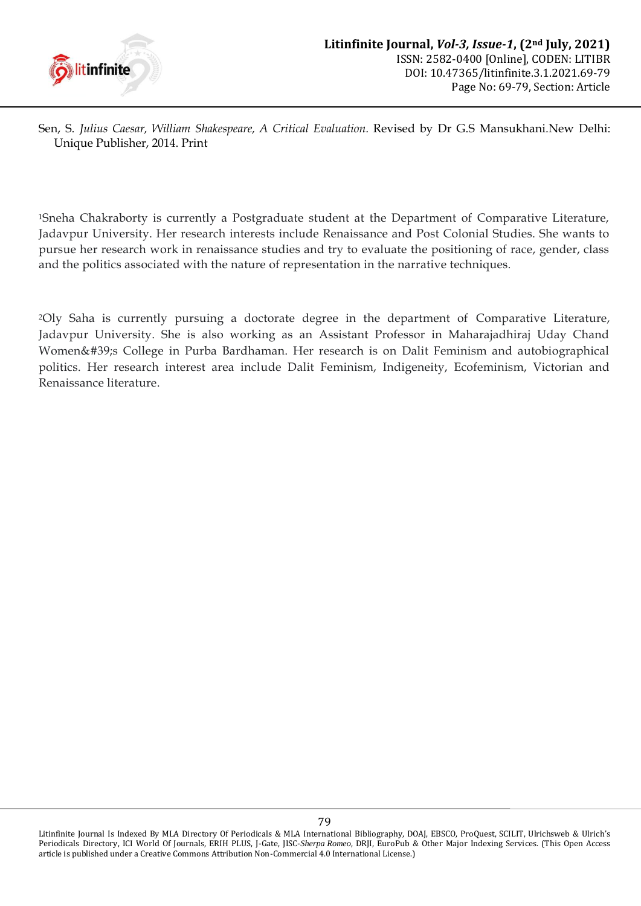Sen, S. *Julius Caesar, William Shakespeare, A Critical Evaluation*. Revised by Dr G.S Mansukhani.New Delhi: Unique Publisher, 2014. Print

[1]Sneha Chakraborty is currently a Postgraduate student at the Department of Comparative Literature, Jadavpur University. Her research interests include Renaissance and Post Colonial Studies. She wants to pursue her research work in renaissance studies and try to evaluate the positioning of race, gender, class and the politics associated with the nature of representation in the narrative techniques.

[2]Oly Saha is currently pursuing a doctorate degree in the department of Comparative Literature, Jadavpur University. She is also working as an Assistant Professor in Maharajadhiraj Uday Chand Women&#39;s College in Purba Bardhaman. Her research is on Dalit Feminism and autobiographical politics. Her research interest area include Dalit Feminism, Indigeneity, Ecofeminism, Victorian and Renaissance literature.